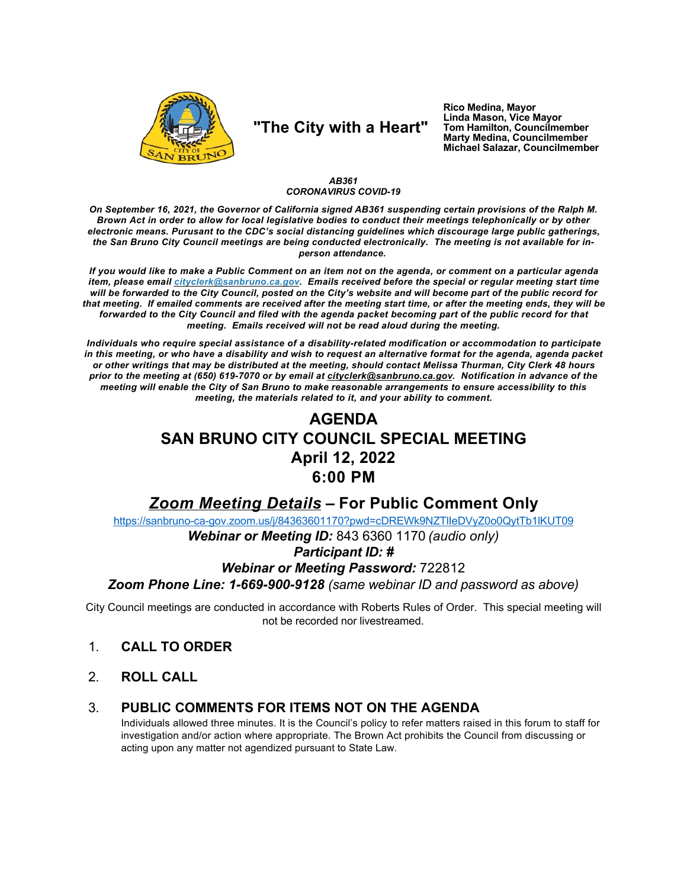**"The City with a Heart"**

**Rico Medina, Mayor**
**Linda Mason, Vice Mayor**
**Tom Hamilton, Councilmember**
**Marty Medina, Councilmember**
**Michael Salazar, Councilmember**

***AB361***
***CORONAVIRUS COVID-19***

***On September 16, 2021, the Governor of California signed AB361 suspending certain provisions of the Ralph M. Brown Act in order to allow for local legislative bodies to conduct their meetings telephonically or by other electronic means. Pursuant to the CDC's social distancing guidelines which discourage large public gatherings, the San Bruno City Council meetings are being conducted electronically. The meeting is not available for in-person attendance.***

***If you would like to make a Public Comment on an item not on the agenda, or comment on a particular agenda item, please email cityclerk@sanbruno.ca.gov. Emails received before the special or regular meeting start time will be forwarded to the City Council, posted on the City's website and will become part of the public record for that meeting. If emailed comments are received after the meeting start time, or after the meeting ends, they will be forwarded to the City Council and filed with the agenda packet becoming part of the public record for that meeting. Emails received will not be read aloud during the meeting.***

***Individuals who require special assistance of a disability-related modification or accommodation to participate in this meeting, or who have a disability and wish to request an alternative format for the agenda, agenda packet or other writings that may be distributed at the meeting, should contact Melissa Thurman, City Clerk 48 hours prior to the meeting at (650) 619-7070 or by email at cityclerk@sanbruno.ca.gov. Notification in advance of the meeting will enable the City of San Bruno to make reasonable arrangements to ensure accessibility to this meeting, the materials related to it, and your ability to comment.***

# AGENDA
# SAN BRUNO CITY COUNCIL SPECIAL MEETING
# April 12, 2022
# 6:00 PM

## *Zoom Meeting Details* – For Public Comment Only

https://sanbruno-ca-gov.zoom.us/j/84363601170?pwd=cDREWk9NZTlleDVyZ0o0QytTb1lKUT09

***Webinar or Meeting ID:*** 843 6360 1170 *(audio only)*

***Participant ID: #***

***Webinar or Meeting Password:*** 722812

***Zoom Phone Line: 1-669-900-9128*** *(same webinar ID and password as above)*

City Council meetings are conducted in accordance with Roberts Rules of Order. This special meeting will not be recorded nor livestreamed.

1. **CALL TO ORDER**

2. **ROLL CALL**

3. **PUBLIC COMMENTS FOR ITEMS NOT ON THE AGENDA**

   Individuals allowed three minutes. It is the Council's policy to refer matters raised in this forum to staff for investigation and/or action where appropriate. The Brown Act prohibits the Council from discussing or acting upon any matter not agendized pursuant to State Law.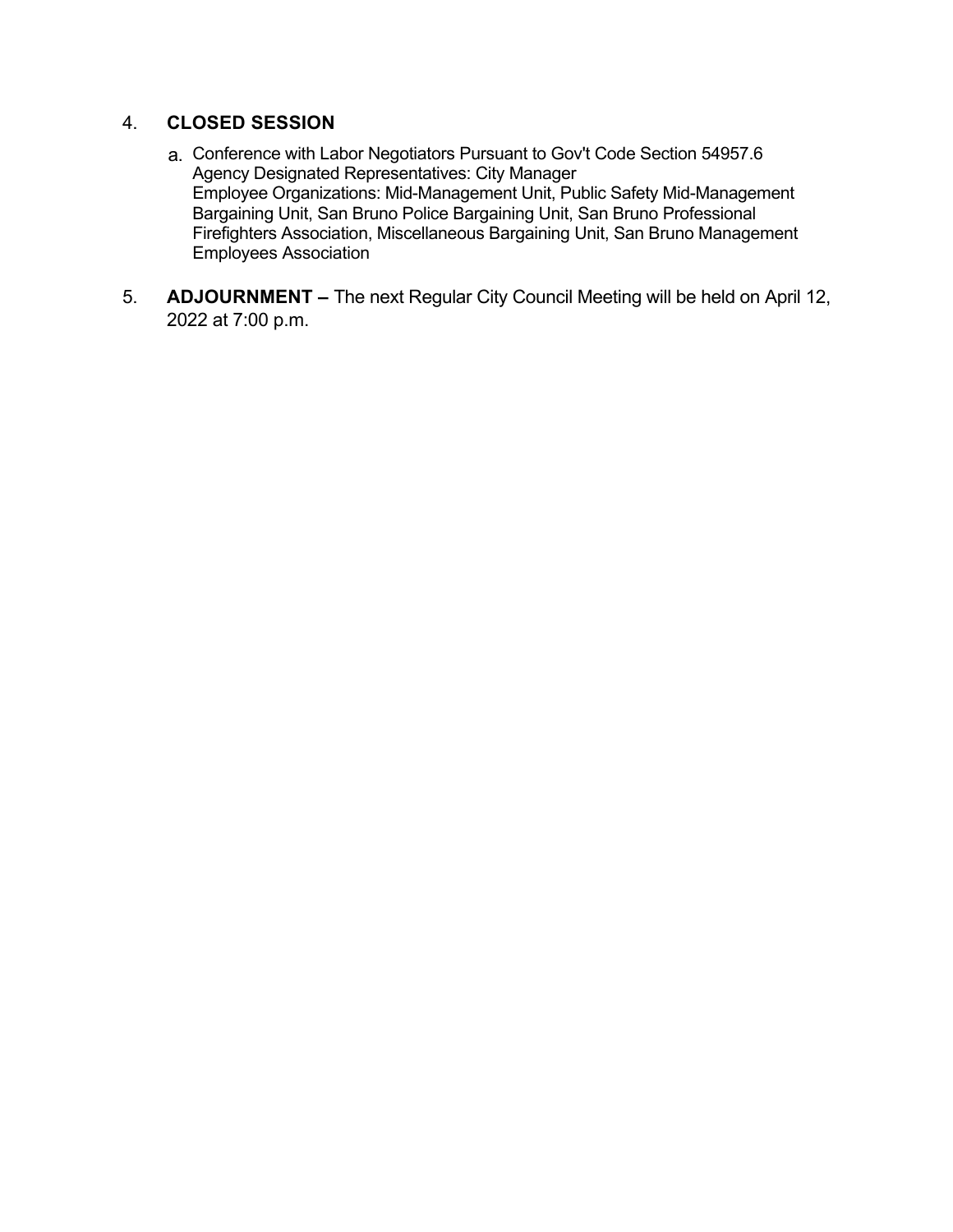4. **CLOSED SESSION**

   a. Conference with Labor Negotiators Pursuant to Gov't Code Section 54957.6
   Agency Designated Representatives: City Manager
   Employee Organizations: Mid-Management Unit, Public Safety Mid-Management Bargaining Unit, San Bruno Police Bargaining Unit, San Bruno Professional Firefighters Association, Miscellaneous Bargaining Unit, San Bruno Management Employees Association

5. **ADJOURNMENT –** The next Regular City Council Meeting will be held on April 12, 2022 at 7:00 p.m.